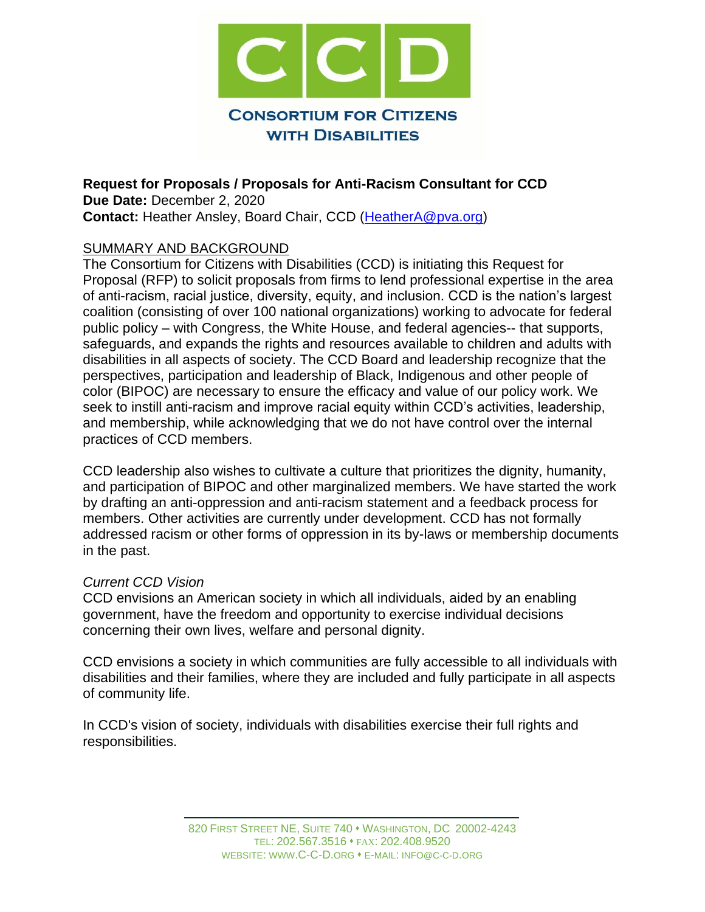**Request for Proposals / Proposals for Anti-Racism Consultant for CCD**
**Due Date:** December 2, 2020
**Contact:** Heather Ansley, Board Chair, CCD (HeatherA@pva.org)

## SUMMARY AND BACKGROUND

The Consortium for Citizens with Disabilities (CCD) is initiating this Request for Proposal (RFP) to solicit proposals from firms to lend professional expertise in the area of anti-racism, racial justice, diversity, equity, and inclusion. CCD is the nation's largest coalition (consisting of over 100 national organizations) working to advocate for federal public policy – with Congress, the White House, and federal agencies-- that supports, safeguards, and expands the rights and resources available to children and adults with disabilities in all aspects of society. The CCD Board and leadership recognize that the perspectives, participation and leadership of Black, Indigenous and other people of color (BIPOC) are necessary to ensure the efficacy and value of our policy work. We seek to instill anti-racism and improve racial equity within CCD's activities, leadership, and membership, while acknowledging that we do not have control over the internal practices of CCD members.

CCD leadership also wishes to cultivate a culture that prioritizes the dignity, humanity, and participation of BIPOC and other marginalized members. We have started the work by drafting an anti-oppression and anti-racism statement and a feedback process for members. Other activities are currently under development. CCD has not formally addressed racism or other forms of oppression in its by-laws or membership documents in the past.

*Current CCD Vision*

CCD envisions an American society in which all individuals, aided by an enabling government, have the freedom and opportunity to exercise individual decisions concerning their own lives, welfare and personal dignity.

CCD envisions a society in which communities are fully accessible to all individuals with disabilities and their families, where they are included and fully participate in all aspects of community life.

In CCD's vision of society, individuals with disabilities exercise their full rights and responsibilities.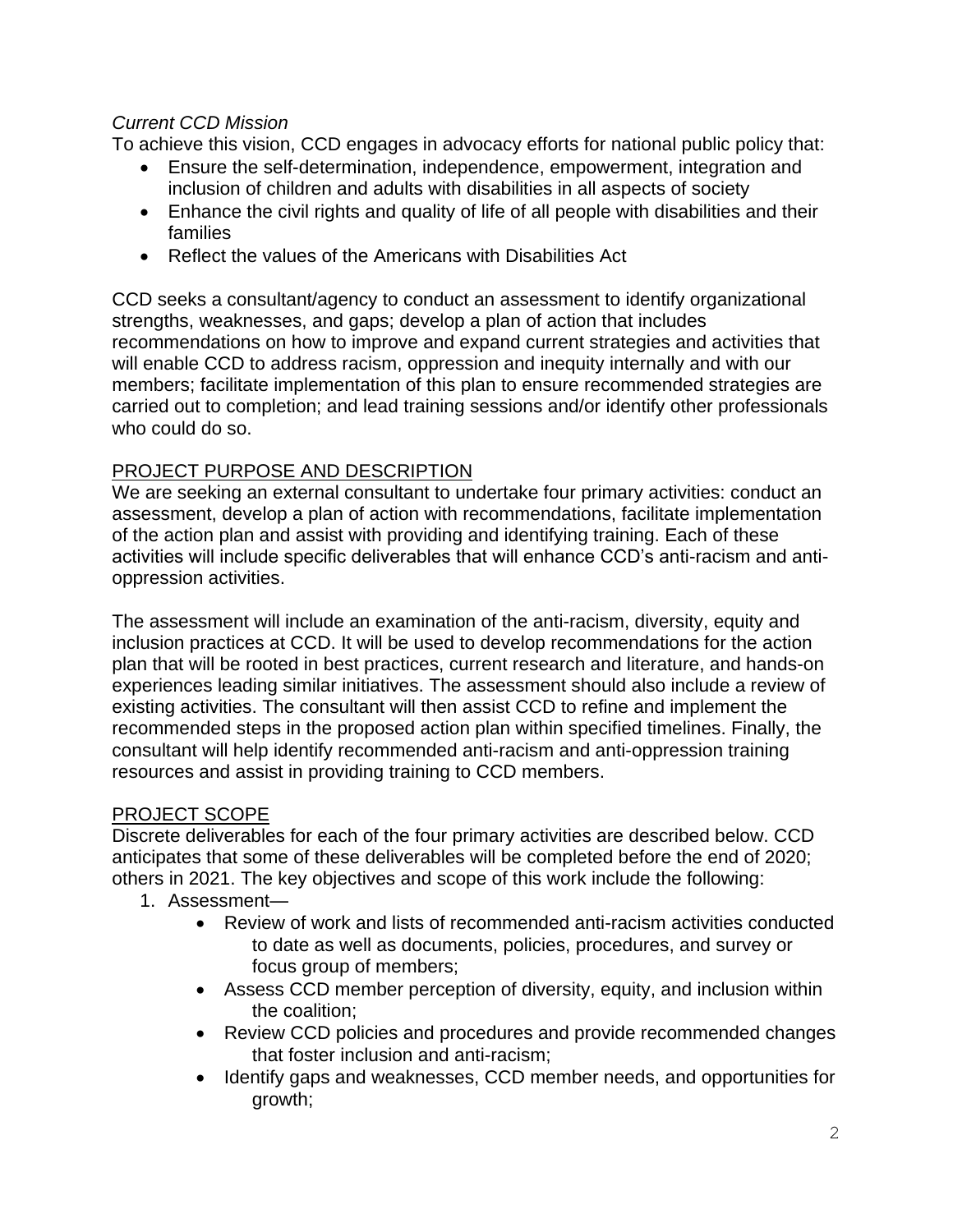*Current CCD Mission*

To achieve this vision, CCD engages in advocacy efforts for national public policy that:

- Ensure the self-determination, independence, empowerment, integration and inclusion of children and adults with disabilities in all aspects of society
- Enhance the civil rights and quality of life of all people with disabilities and their families
- Reflect the values of the Americans with Disabilities Act

CCD seeks a consultant/agency to conduct an assessment to identify organizational strengths, weaknesses, and gaps; develop a plan of action that includes recommendations on how to improve and expand current strategies and activities that will enable CCD to address racism, oppression and inequity internally and with our members; facilitate implementation of this plan to ensure recommended strategies are carried out to completion; and lead training sessions and/or identify other professionals who could do so.

## PROJECT PURPOSE AND DESCRIPTION

We are seeking an external consultant to undertake four primary activities: conduct an assessment, develop a plan of action with recommendations, facilitate implementation of the action plan and assist with providing and identifying training. Each of these activities will include specific deliverables that will enhance CCD's anti-racism and anti-oppression activities.

The assessment will include an examination of the anti-racism, diversity, equity and inclusion practices at CCD. It will be used to develop recommendations for the action plan that will be rooted in best practices, current research and literature, and hands-on experiences leading similar initiatives. The assessment should also include a review of existing activities. The consultant will then assist CCD to refine and implement the recommended steps in the proposed action plan within specified timelines. Finally, the consultant will help identify recommended anti-racism and anti-oppression training resources and assist in providing training to CCD members.

## PROJECT SCOPE

Discrete deliverables for each of the four primary activities are described below. CCD anticipates that some of these deliverables will be completed before the end of 2020; others in 2021. The key objectives and scope of this work include the following:

1. Assessment—
   - Review of work and lists of recommended anti-racism activities conducted to date as well as documents, policies, procedures, and survey or focus group of members;
   - Assess CCD member perception of diversity, equity, and inclusion within the coalition;
   - Review CCD policies and procedures and provide recommended changes that foster inclusion and anti-racism;
   - Identify gaps and weaknesses, CCD member needs, and opportunities for growth;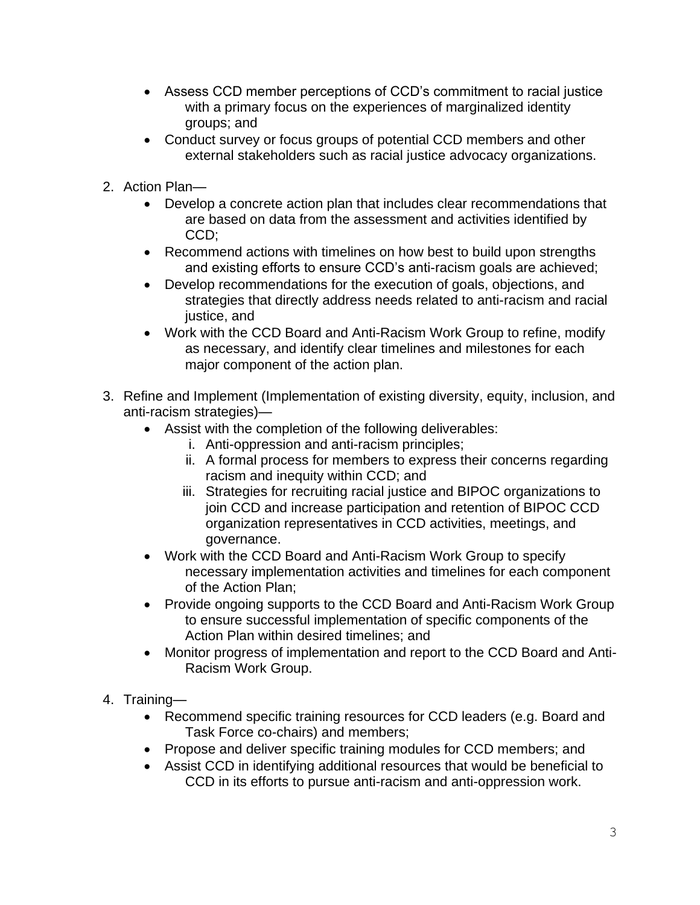- Assess CCD member perceptions of CCD's commitment to racial justice with a primary focus on the experiences of marginalized identity groups; and
- Conduct survey or focus groups of potential CCD members and other external stakeholders such as racial justice advocacy organizations.

2. Action Plan—
   - Develop a concrete action plan that includes clear recommendations that are based on data from the assessment and activities identified by CCD;
   - Recommend actions with timelines on how best to build upon strengths and existing efforts to ensure CCD's anti-racism goals are achieved;
   - Develop recommendations for the execution of goals, objections, and strategies that directly address needs related to anti-racism and racial justice, and
   - Work with the CCD Board and Anti-Racism Work Group to refine, modify as necessary, and identify clear timelines and milestones for each major component of the action plan.

3. Refine and Implement (Implementation of existing diversity, equity, inclusion, and anti-racism strategies)—
   - Assist with the completion of the following deliverables:
     i. Anti-oppression and anti-racism principles;
     ii. A formal process for members to express their concerns regarding racism and inequity within CCD; and
     iii. Strategies for recruiting racial justice and BIPOC organizations to join CCD and increase participation and retention of BIPOC CCD organization representatives in CCD activities, meetings, and governance.
   - Work with the CCD Board and Anti-Racism Work Group to specify necessary implementation activities and timelines for each component of the Action Plan;
   - Provide ongoing supports to the CCD Board and Anti-Racism Work Group to ensure successful implementation of specific components of the Action Plan within desired timelines; and
   - Monitor progress of implementation and report to the CCD Board and Anti-Racism Work Group.

4. Training—
   - Recommend specific training resources for CCD leaders (e.g. Board and Task Force co-chairs) and members;
   - Propose and deliver specific training modules for CCD members; and
   - Assist CCD in identifying additional resources that would be beneficial to CCD in its efforts to pursue anti-racism and anti-oppression work.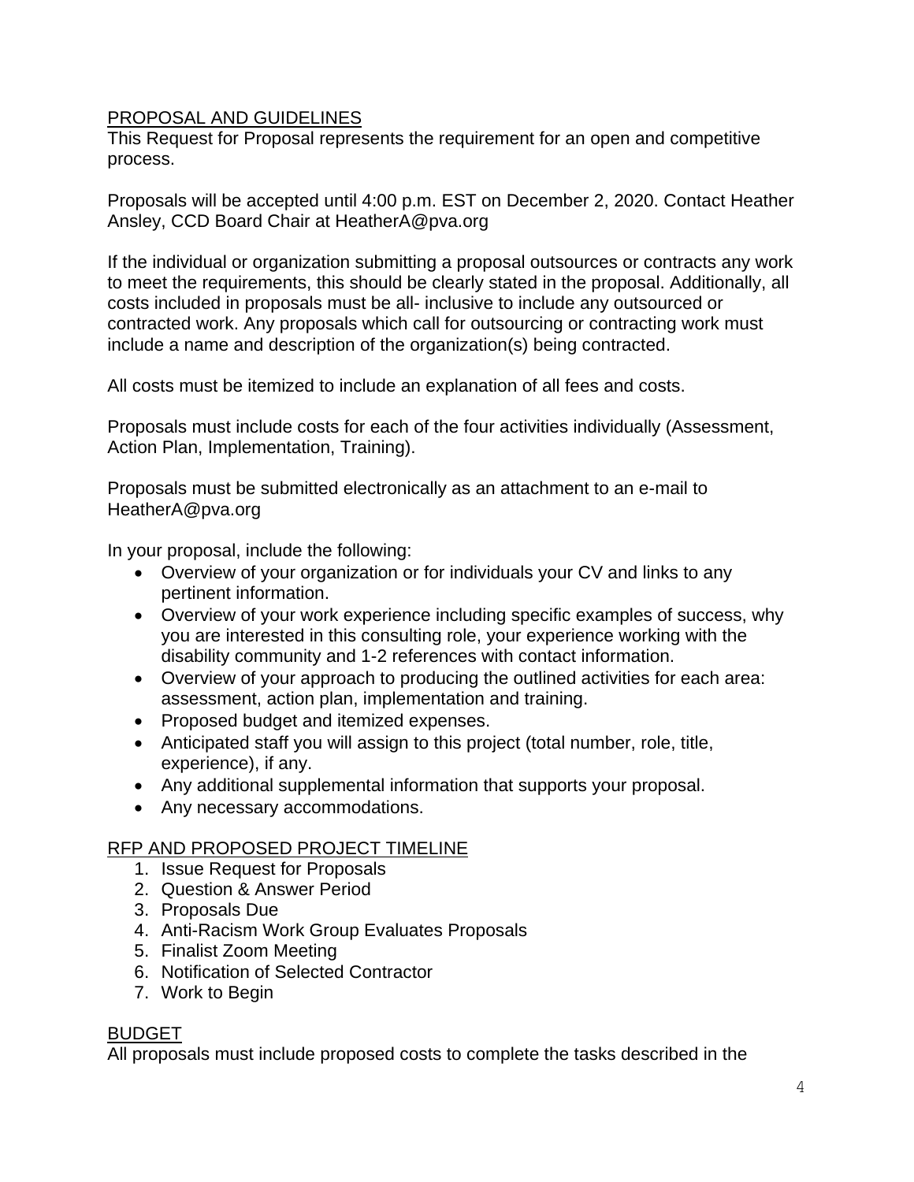## PROPOSAL AND GUIDELINES

This Request for Proposal represents the requirement for an open and competitive process.

Proposals will be accepted until 4:00 p.m. EST on December 2, 2020. Contact Heather Ansley, CCD Board Chair at HeatherA@pva.org

If the individual or organization submitting a proposal outsources or contracts any work to meet the requirements, this should be clearly stated in the proposal. Additionally, all costs included in proposals must be all- inclusive to include any outsourced or contracted work. Any proposals which call for outsourcing or contracting work must include a name and description of the organization(s) being contracted.

All costs must be itemized to include an explanation of all fees and costs.

Proposals must include costs for each of the four activities individually (Assessment, Action Plan, Implementation, Training).

Proposals must be submitted electronically as an attachment to an e-mail to HeatherA@pva.org

In your proposal, include the following:

- Overview of your organization or for individuals your CV and links to any pertinent information.
- Overview of your work experience including specific examples of success, why you are interested in this consulting role, your experience working with the disability community and 1-2 references with contact information.
- Overview of your approach to producing the outlined activities for each area: assessment, action plan, implementation and training.
- Proposed budget and itemized expenses.
- Anticipated staff you will assign to this project (total number, role, title, experience), if any.
- Any additional supplemental information that supports your proposal.
- Any necessary accommodations.

## RFP AND PROPOSED PROJECT TIMELINE

1. Issue Request for Proposals
2. Question & Answer Period
3. Proposals Due
4. Anti-Racism Work Group Evaluates Proposals
5. Finalist Zoom Meeting
6. Notification of Selected Contractor
7. Work to Begin

## BUDGET

All proposals must include proposed costs to complete the tasks described in the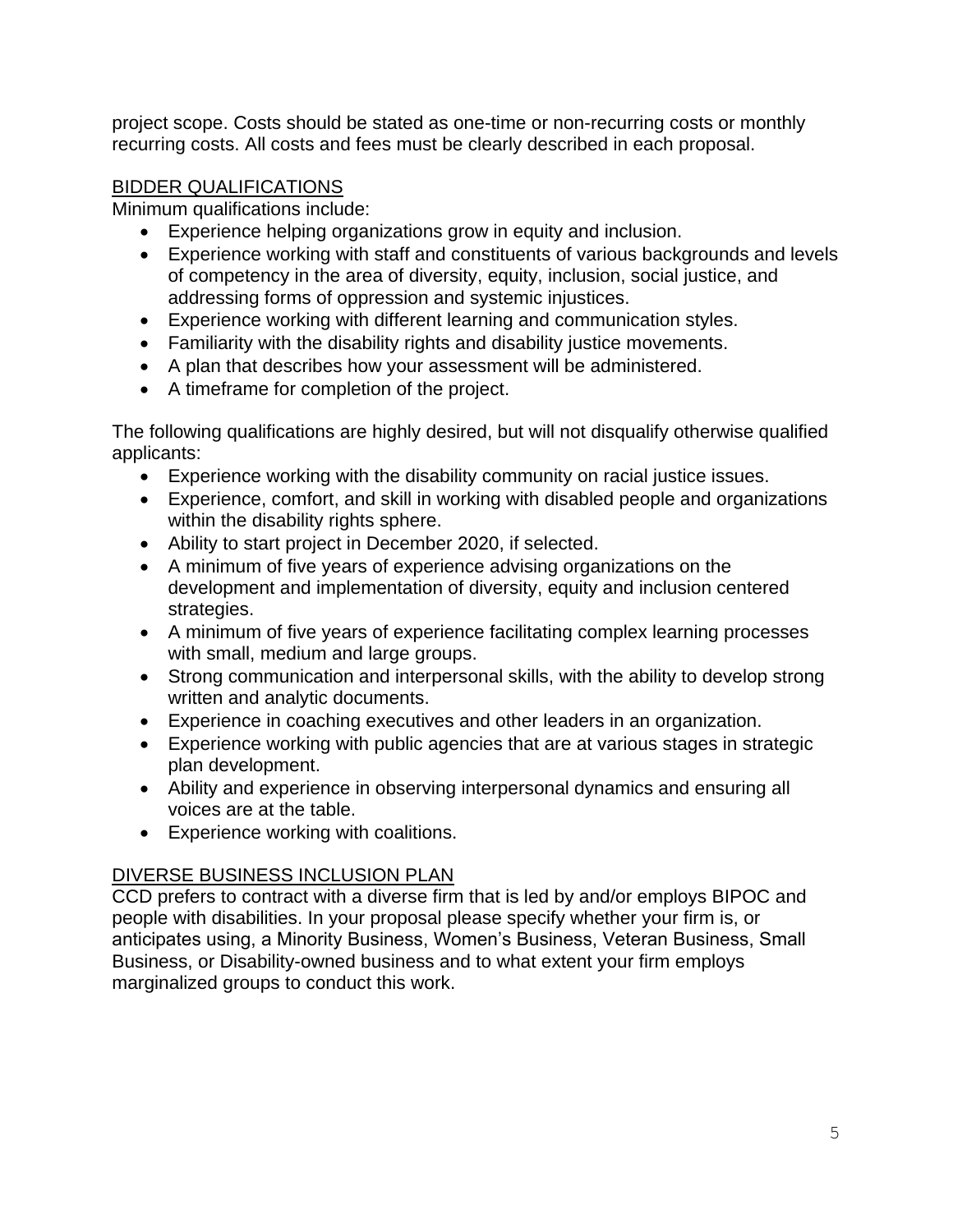project scope. Costs should be stated as one-time or non-recurring costs or monthly recurring costs. All costs and fees must be clearly described in each proposal.

## BIDDER QUALIFICATIONS

Minimum qualifications include:

- Experience helping organizations grow in equity and inclusion.
- Experience working with staff and constituents of various backgrounds and levels of competency in the area of diversity, equity, inclusion, social justice, and addressing forms of oppression and systemic injustices.
- Experience working with different learning and communication styles.
- Familiarity with the disability rights and disability justice movements.
- A plan that describes how your assessment will be administered.
- A timeframe for completion of the project.

The following qualifications are highly desired, but will not disqualify otherwise qualified applicants:

- Experience working with the disability community on racial justice issues.
- Experience, comfort, and skill in working with disabled people and organizations within the disability rights sphere.
- Ability to start project in December 2020, if selected.
- A minimum of five years of experience advising organizations on the development and implementation of diversity, equity and inclusion centered strategies.
- A minimum of five years of experience facilitating complex learning processes with small, medium and large groups.
- Strong communication and interpersonal skills, with the ability to develop strong written and analytic documents.
- Experience in coaching executives and other leaders in an organization.
- Experience working with public agencies that are at various stages in strategic plan development.
- Ability and experience in observing interpersonal dynamics and ensuring all voices are at the table.
- Experience working with coalitions.

## DIVERSE BUSINESS INCLUSION PLAN

CCD prefers to contract with a diverse firm that is led by and/or employs BIPOC and people with disabilities. In your proposal please specify whether your firm is, or anticipates using, a Minority Business, Women's Business, Veteran Business, Small Business, or Disability-owned business and to what extent your firm employs marginalized groups to conduct this work.